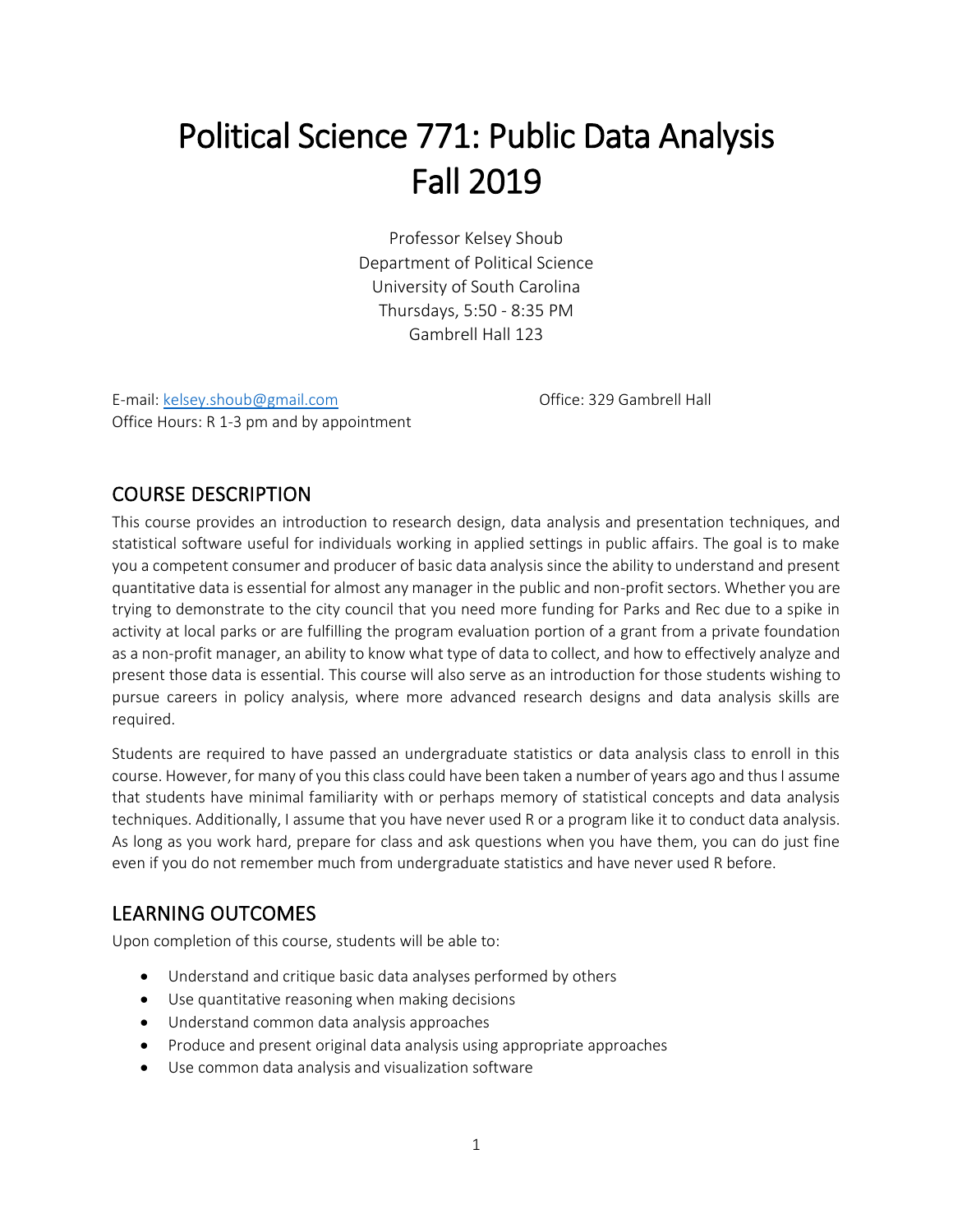# Political Science 771: Public Data Analysis
# Fall 2019

Professor Kelsey Shoub
Department of Political Science
University of South Carolina
Thursdays, 5:50 - 8:35 PM
Gambrell Hall 123

E-mail: kelsey.shoub@gmail.com
Office: 329 Gambrell Hall
Office Hours: R 1-3 pm and by appointment

## COURSE DESCRIPTION

This course provides an introduction to research design, data analysis and presentation techniques, and statistical software useful for individuals working in applied settings in public affairs. The goal is to make you a competent consumer and producer of basic data analysis since the ability to understand and present quantitative data is essential for almost any manager in the public and non-profit sectors. Whether you are trying to demonstrate to the city council that you need more funding for Parks and Rec due to a spike in activity at local parks or are fulfilling the program evaluation portion of a grant from a private foundation as a non-profit manager, an ability to know what type of data to collect, and how to effectively analyze and present those data is essential. This course will also serve as an introduction for those students wishing to pursue careers in policy analysis, where more advanced research designs and data analysis skills are required.

Students are required to have passed an undergraduate statistics or data analysis class to enroll in this course. However, for many of you this class could have been taken a number of years ago and thus I assume that students have minimal familiarity with or perhaps memory of statistical concepts and data analysis techniques. Additionally, I assume that you have never used R or a program like it to conduct data analysis. As long as you work hard, prepare for class and ask questions when you have them, you can do just fine even if you do not remember much from undergraduate statistics and have never used R before.

## LEARNING OUTCOMES

Upon completion of this course, students will be able to:

- Understand and critique basic data analyses performed by others
- Use quantitative reasoning when making decisions
- Understand common data analysis approaches
- Produce and present original data analysis using appropriate approaches
- Use common data analysis and visualization software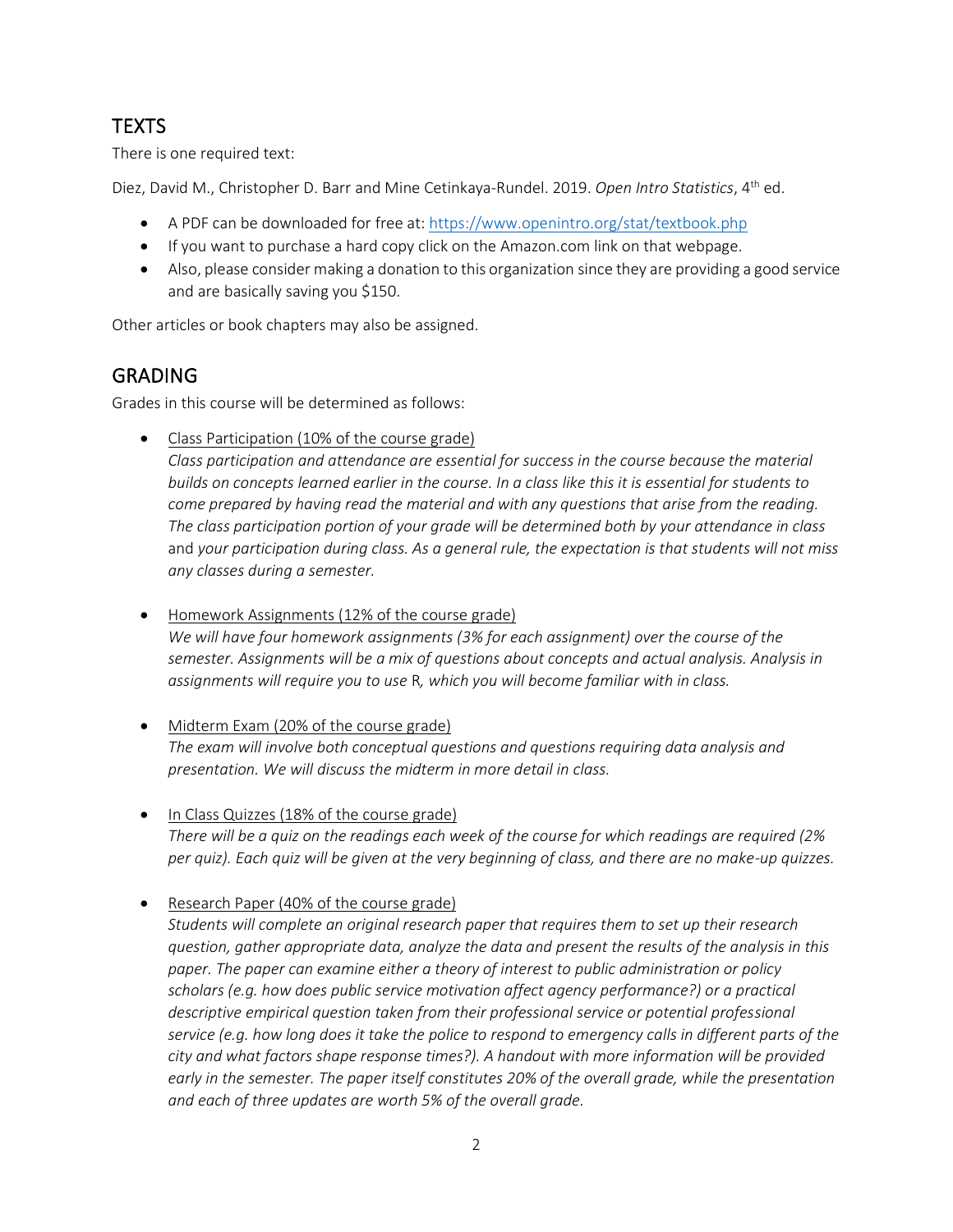## TEXTS

There is one required text:

Diez, David M., Christopher D. Barr and Mine Cetinkaya-Rundel. 2019. *Open Intro Statistics*, 4th ed.

- A PDF can be downloaded for free at: https://www.openintro.org/stat/textbook.php
- If you want to purchase a hard copy click on the Amazon.com link on that webpage.
- Also, please consider making a donation to this organization since they are providing a good service and are basically saving you $150.

Other articles or book chapters may also be assigned.

## GRADING

Grades in this course will be determined as follows:

- Class Participation (10% of the course grade)
  *Class participation and attendance are essential for success in the course because the material builds on concepts learned earlier in the course. In a class like this it is essential for students to come prepared by having read the material and with any questions that arise from the reading. The class participation portion of your grade will be determined both by your attendance in class* and *your participation during class. As a general rule, the expectation is that students will not miss any classes during a semester.*

- Homework Assignments (12% of the course grade)
  *We will have four homework assignments (3% for each assignment) over the course of the semester. Assignments will be a mix of questions about concepts and actual analysis. Analysis in assignments will require you to use* R*, which you will become familiar with in class.*

- Midterm Exam (20% of the course grade)
  *The exam will involve both conceptual questions and questions requiring data analysis and presentation. We will discuss the midterm in more detail in class.*

- In Class Quizzes (18% of the course grade)
  *There will be a quiz on the readings each week of the course for which readings are required (2% per quiz). Each quiz will be given at the very beginning of class, and there are no make-up quizzes.*

- Research Paper (40% of the course grade)
  *Students will complete an original research paper that requires them to set up their research question, gather appropriate data, analyze the data and present the results of the analysis in this paper. The paper can examine either a theory of interest to public administration or policy scholars (e.g. how does public service motivation affect agency performance?) or a practical descriptive empirical question taken from their professional service or potential professional service (e.g. how long does it take the police to respond to emergency calls in different parts of the city and what factors shape response times?). A handout with more information will be provided early in the semester. The paper itself constitutes 20% of the overall grade, while the presentation and each of three updates are worth 5% of the overall grade.*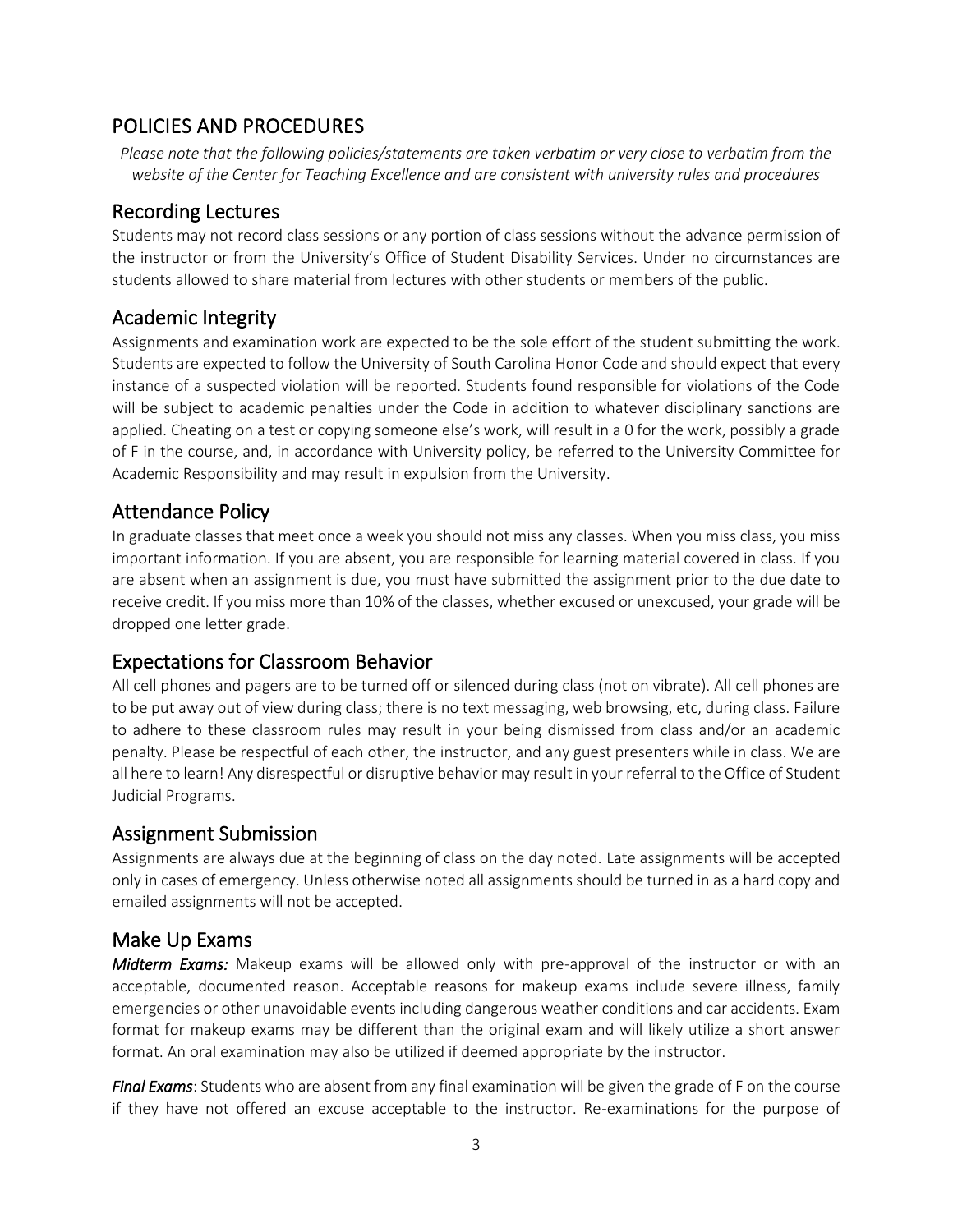## POLICIES AND PROCEDURES

*Please note that the following policies/statements are taken verbatim or very close to verbatim from the website of the Center for Teaching Excellence and are consistent with university rules and procedures*

### Recording Lectures

Students may not record class sessions or any portion of class sessions without the advance permission of the instructor or from the University's Office of Student Disability Services. Under no circumstances are students allowed to share material from lectures with other students or members of the public.

### Academic Integrity

Assignments and examination work are expected to be the sole effort of the student submitting the work. Students are expected to follow the University of South Carolina Honor Code and should expect that every instance of a suspected violation will be reported. Students found responsible for violations of the Code will be subject to academic penalties under the Code in addition to whatever disciplinary sanctions are applied. Cheating on a test or copying someone else's work, will result in a 0 for the work, possibly a grade of F in the course, and, in accordance with University policy, be referred to the University Committee for Academic Responsibility and may result in expulsion from the University.

### Attendance Policy

In graduate classes that meet once a week you should not miss any classes. When you miss class, you miss important information. If you are absent, you are responsible for learning material covered in class. If you are absent when an assignment is due, you must have submitted the assignment prior to the due date to receive credit. If you miss more than 10% of the classes, whether excused or unexcused, your grade will be dropped one letter grade.

### Expectations for Classroom Behavior

All cell phones and pagers are to be turned off or silenced during class (not on vibrate). All cell phones are to be put away out of view during class; there is no text messaging, web browsing, etc, during class. Failure to adhere to these classroom rules may result in your being dismissed from class and/or an academic penalty. Please be respectful of each other, the instructor, and any guest presenters while in class. We are all here to learn! Any disrespectful or disruptive behavior may result in your referral to the Office of Student Judicial Programs.

### Assignment Submission

Assignments are always due at the beginning of class on the day noted. Late assignments will be accepted only in cases of emergency. Unless otherwise noted all assignments should be turned in as a hard copy and emailed assignments will not be accepted.

### Make Up Exams

***Midterm Exams:*** Makeup exams will be allowed only with pre-approval of the instructor or with an acceptable, documented reason. Acceptable reasons for makeup exams include severe illness, family emergencies or other unavoidable events including dangerous weather conditions and car accidents. Exam format for makeup exams may be different than the original exam and will likely utilize a short answer format. An oral examination may also be utilized if deemed appropriate by the instructor.

***Final Exams***: Students who are absent from any final examination will be given the grade of F on the course if they have not offered an excuse acceptable to the instructor. Re-examinations for the purpose of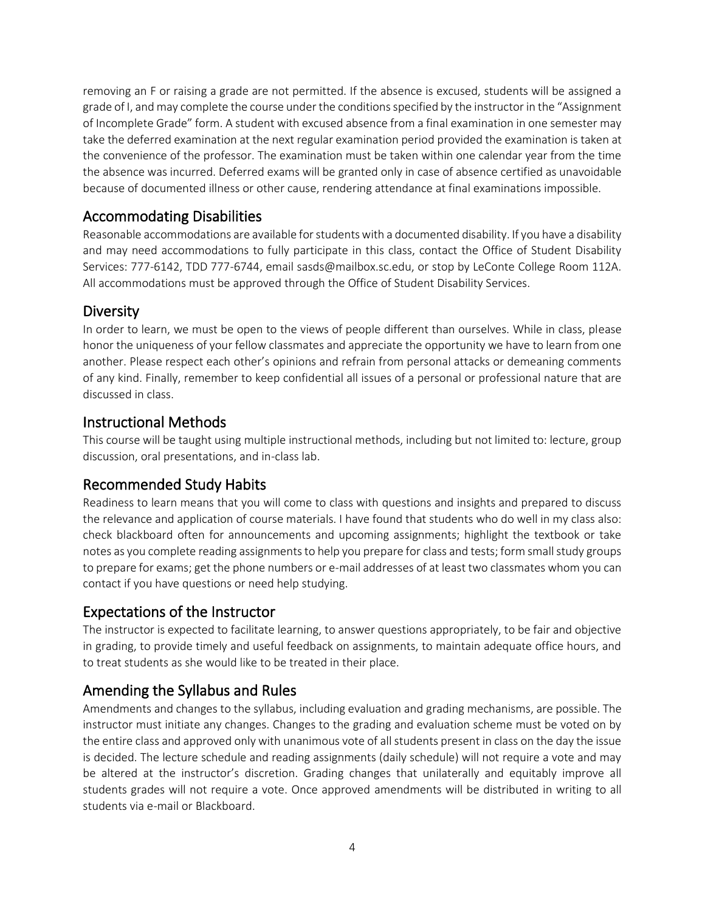removing an F or raising a grade are not permitted. If the absence is excused, students will be assigned a grade of I, and may complete the course under the conditions specified by the instructor in the "Assignment of Incomplete Grade" form. A student with excused absence from a final examination in one semester may take the deferred examination at the next regular examination period provided the examination is taken at the convenience of the professor. The examination must be taken within one calendar year from the time the absence was incurred. Deferred exams will be granted only in case of absence certified as unavoidable because of documented illness or other cause, rendering attendance at final examinations impossible.

## Accommodating Disabilities

Reasonable accommodations are available for students with a documented disability. If you have a disability and may need accommodations to fully participate in this class, contact the Office of Student Disability Services: 777-6142, TDD 777-6744, email sasds@mailbox.sc.edu, or stop by LeConte College Room 112A. All accommodations must be approved through the Office of Student Disability Services.

## Diversity

In order to learn, we must be open to the views of people different than ourselves. While in class, please honor the uniqueness of your fellow classmates and appreciate the opportunity we have to learn from one another. Please respect each other's opinions and refrain from personal attacks or demeaning comments of any kind. Finally, remember to keep confidential all issues of a personal or professional nature that are discussed in class.

## Instructional Methods

This course will be taught using multiple instructional methods, including but not limited to: lecture, group discussion, oral presentations, and in-class lab.

## Recommended Study Habits

Readiness to learn means that you will come to class with questions and insights and prepared to discuss the relevance and application of course materials. I have found that students who do well in my class also: check blackboard often for announcements and upcoming assignments; highlight the textbook or take notes as you complete reading assignments to help you prepare for class and tests; form small study groups to prepare for exams; get the phone numbers or e-mail addresses of at least two classmates whom you can contact if you have questions or need help studying.

## Expectations of the Instructor

The instructor is expected to facilitate learning, to answer questions appropriately, to be fair and objective in grading, to provide timely and useful feedback on assignments, to maintain adequate office hours, and to treat students as she would like to be treated in their place.

## Amending the Syllabus and Rules

Amendments and changes to the syllabus, including evaluation and grading mechanisms, are possible. The instructor must initiate any changes. Changes to the grading and evaluation scheme must be voted on by the entire class and approved only with unanimous vote of all students present in class on the day the issue is decided. The lecture schedule and reading assignments (daily schedule) will not require a vote and may be altered at the instructor's discretion. Grading changes that unilaterally and equitably improve all students grades will not require a vote. Once approved amendments will be distributed in writing to all students via e-mail or Blackboard.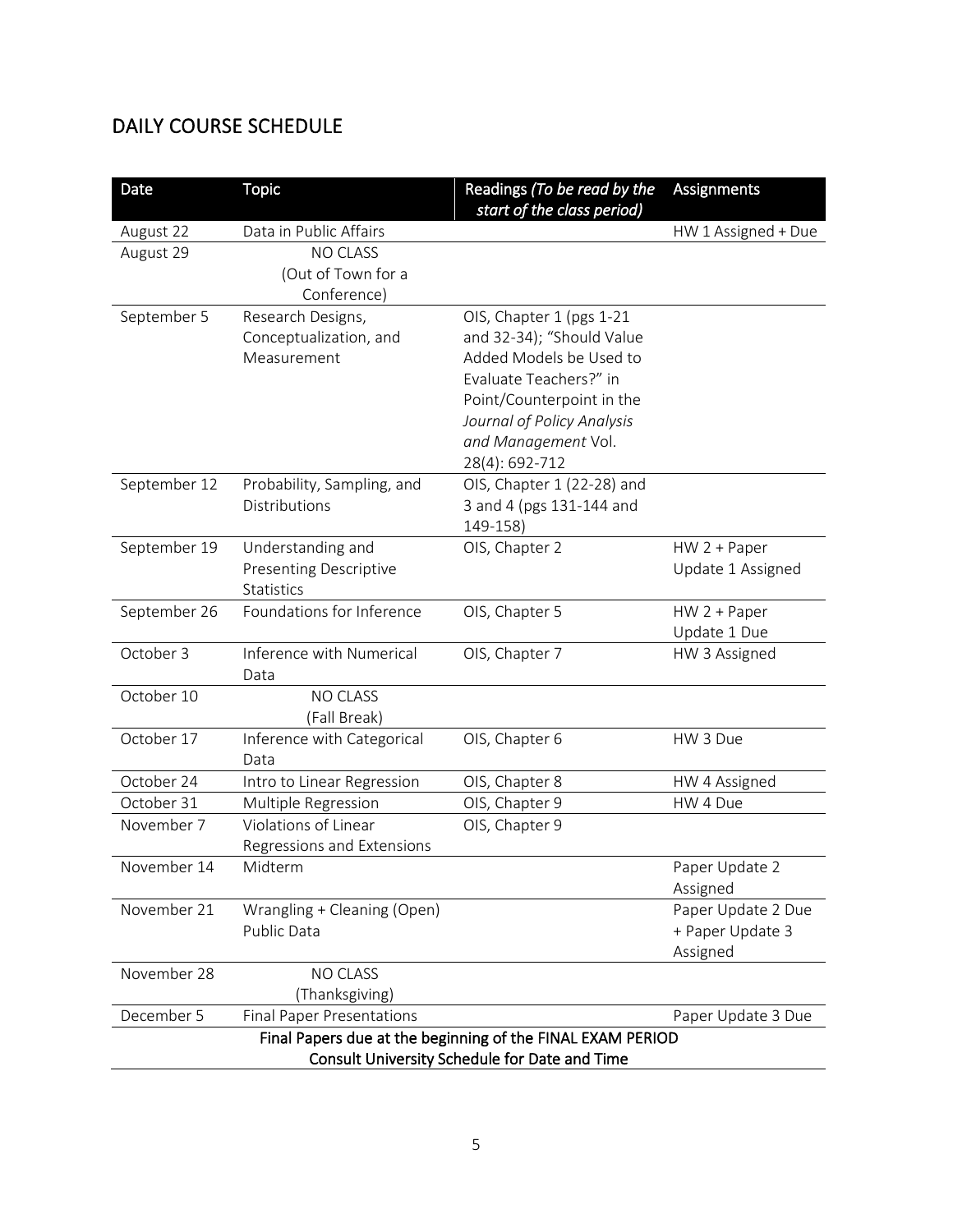## DAILY COURSE SCHEDULE

| Date | Topic | Readings *(To be read by the start of the class period)* | Assignments |
|---|---|---|---|
| August 22 | Data in Public Affairs | | HW 1 Assigned + Due |
| August 29 | NO CLASS (Out of Town for a Conference) | | |
| September 5 | Research Designs, Conceptualization, and Measurement | OIS, Chapter 1 (pgs 1-21 and 32-34); "Should Value Added Models be Used to Evaluate Teachers?" in Point/Counterpoint in the *Journal of Policy Analysis and Management* Vol. 28(4): 692-712 | |
| September 12 | Probability, Sampling, and Distributions | OIS, Chapter 1 (22-28) and 3 and 4 (pgs 131-144 and 149-158) | |
| September 19 | Understanding and Presenting Descriptive Statistics | OIS, Chapter 2 | HW 2 + Paper Update 1 Assigned |
| September 26 | Foundations for Inference | OIS, Chapter 5 | HW 2 + Paper Update 1 Due |
| October 3 | Inference with Numerical Data | OIS, Chapter 7 | HW 3 Assigned |
| October 10 | NO CLASS (Fall Break) | | |
| October 17 | Inference with Categorical Data | OIS, Chapter 6 | HW 3 Due |
| October 24 | Intro to Linear Regression | OIS, Chapter 8 | HW 4 Assigned |
| October 31 | Multiple Regression | OIS, Chapter 9 | HW 4 Due |
| November 7 | Violations of Linear Regressions and Extensions | OIS, Chapter 9 | |
| November 14 | Midterm | | Paper Update 2 Assigned |
| November 21 | Wrangling + Cleaning (Open) Public Data | | Paper Update 2 Due + Paper Update 3 Assigned |
| November 28 | NO CLASS (Thanksgiving) | | |
| December 5 | Final Paper Presentations | | Paper Update 3 Due |
| Final Papers due at the beginning of the FINAL EXAM PERIOD Consult University Schedule for Date and Time | | | |